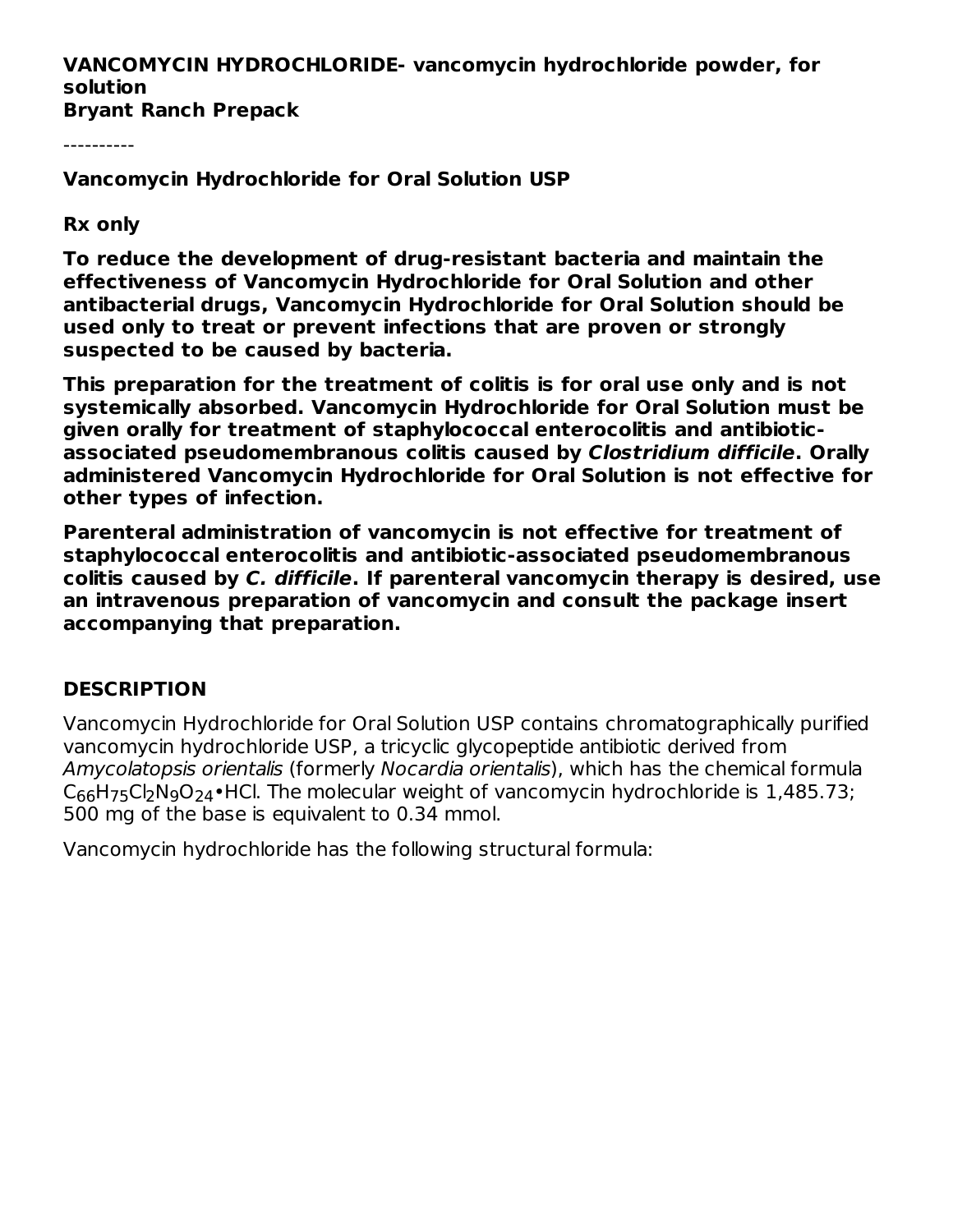**VANCOMYCIN HYDROCHLORIDE- vancomycin hydrochloride powder, for solution**
**Bryant Ranch Prepack**

----------

**Vancomycin Hydrochloride for Oral Solution USP**

**Rx only**

**To reduce the development of drug-resistant bacteria and maintain the effectiveness of Vancomycin Hydrochloride for Oral Solution and other antibacterial drugs, Vancomycin Hydrochloride for Oral Solution should be used only to treat or prevent infections that are proven or strongly suspected to be caused by bacteria.**

**This preparation for the treatment of colitis is for oral use only and is not systemically absorbed. Vancomycin Hydrochloride for Oral Solution must be given orally for treatment of staphylococcal enterocolitis and antibiotic-associated pseudomembranous colitis caused by *Clostridium difficile*. Orally administered Vancomycin Hydrochloride for Oral Solution is not effective for other types of infection.**

**Parenteral administration of vancomycin is not effective for treatment of staphylococcal enterocolitis and antibiotic-associated pseudomembranous colitis caused by *C. difficile*. If parenteral vancomycin therapy is desired, use an intravenous preparation of vancomycin and consult the package insert accompanying that preparation.**

## DESCRIPTION

Vancomycin Hydrochloride for Oral Solution USP contains chromatographically purified vancomycin hydrochloride USP, a tricyclic glycopeptide antibiotic derived from *Amycolatopsis orientalis* (formerly *Nocardia orientalis*), which has the chemical formula $C_{66}H_{75}Cl_2N_9O_{24}$•HCl. The molecular weight of vancomycin hydrochloride is 1,485.73; 500 mg of the base is equivalent to 0.34 mmol.

Vancomycin hydrochloride has the following structural formula: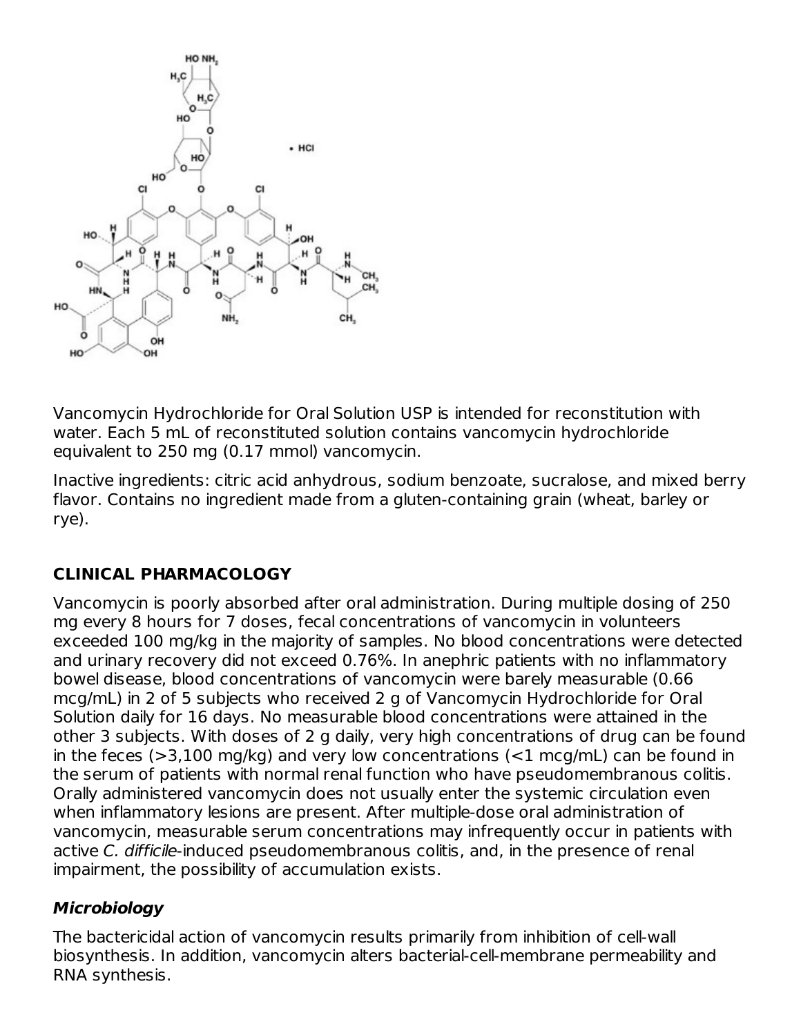Vancomycin Hydrochloride for Oral Solution USP is intended for reconstitution with water. Each 5 mL of reconstituted solution contains vancomycin hydrochloride equivalent to 250 mg (0.17 mmol) vancomycin.

Inactive ingredients: citric acid anhydrous, sodium benzoate, sucralose, and mixed berry flavor. Contains no ingredient made from a gluten-containing grain (wheat, barley or rye).

## CLINICAL PHARMACOLOGY

Vancomycin is poorly absorbed after oral administration. During multiple dosing of 250 mg every 8 hours for 7 doses, fecal concentrations of vancomycin in volunteers exceeded 100 mg/kg in the majority of samples. No blood concentrations were detected and urinary recovery did not exceed 0.76%. In anephric patients with no inflammatory bowel disease, blood concentrations of vancomycin were barely measurable (0.66 mcg/mL) in 2 of 5 subjects who received 2 g of Vancomycin Hydrochloride for Oral Solution daily for 16 days. No measurable blood concentrations were attained in the other 3 subjects. With doses of 2 g daily, very high concentrations of drug can be found in the feces (>3,100 mg/kg) and very low concentrations (<1 mcg/mL) can be found in the serum of patients with normal renal function who have pseudomembranous colitis. Orally administered vancomycin does not usually enter the systemic circulation even when inflammatory lesions are present. After multiple-dose oral administration of vancomycin, measurable serum concentrations may infrequently occur in patients with active *C. difficile*-induced pseudomembranous colitis, and, in the presence of renal impairment, the possibility of accumulation exists.

### *Microbiology*

The bactericidal action of vancomycin results primarily from inhibition of cell-wall biosynthesis. In addition, vancomycin alters bacterial-cell-membrane permeability and RNA synthesis.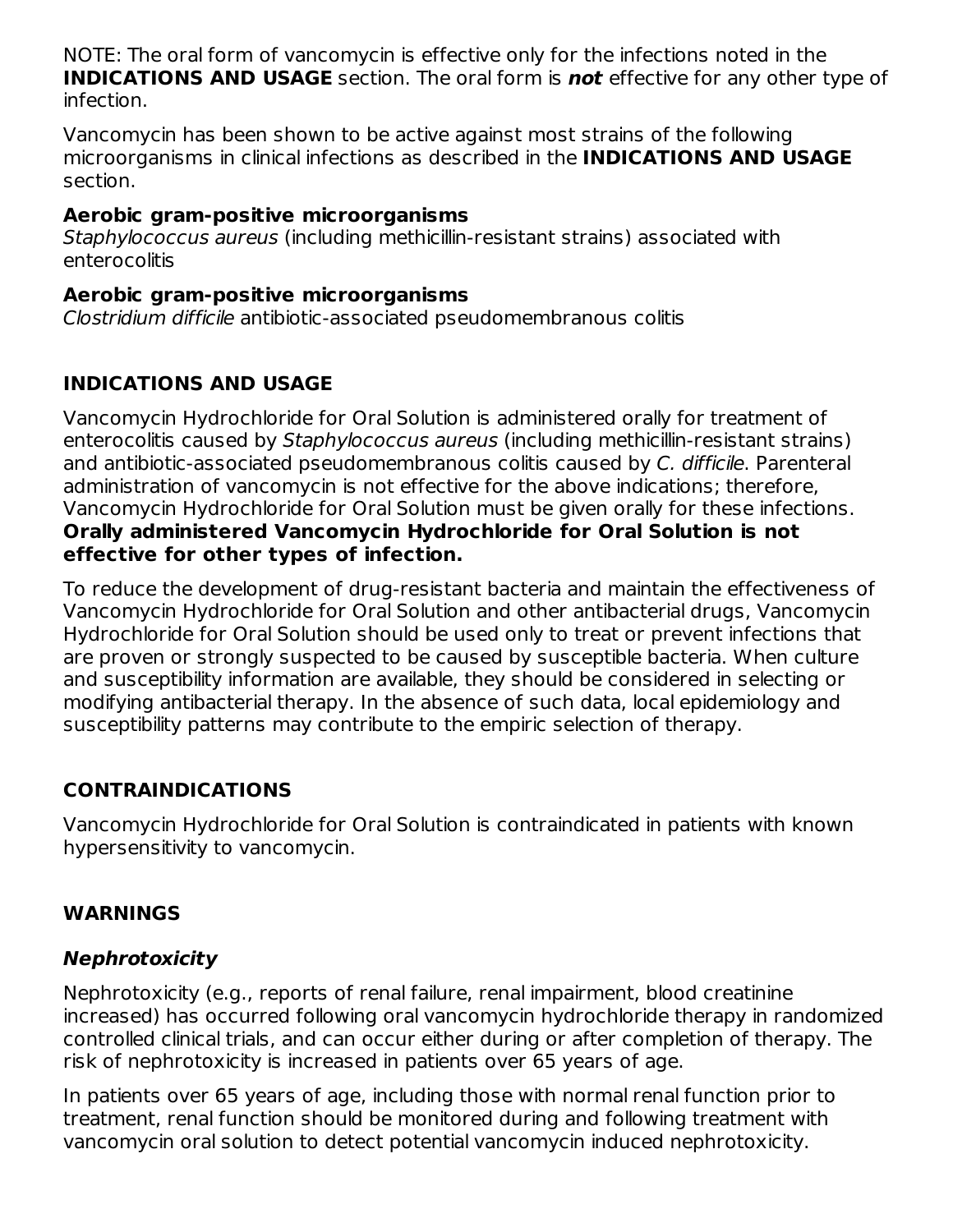NOTE: The oral form of vancomycin is effective only for the infections noted in the **INDICATIONS AND USAGE** section. The oral form is ***not*** effective for any other type of infection.

Vancomycin has been shown to be active against most strains of the following microorganisms in clinical infections as described in the **INDICATIONS AND USAGE** section.

**Aerobic gram-positive microorganisms**
*Staphylococcus aureus* (including methicillin-resistant strains) associated with enterocolitis

**Aerobic gram-positive microorganisms**
*Clostridium difficile* antibiotic-associated pseudomembranous colitis

## INDICATIONS AND USAGE

Vancomycin Hydrochloride for Oral Solution is administered orally for treatment of enterocolitis caused by *Staphylococcus aureus* (including methicillin-resistant strains) and antibiotic-associated pseudomembranous colitis caused by *C. difficile*. Parenteral administration of vancomycin is not effective for the above indications; therefore, Vancomycin Hydrochloride for Oral Solution must be given orally for these infections. **Orally administered Vancomycin Hydrochloride for Oral Solution is not effective for other types of infection.**

To reduce the development of drug-resistant bacteria and maintain the effectiveness of Vancomycin Hydrochloride for Oral Solution and other antibacterial drugs, Vancomycin Hydrochloride for Oral Solution should be used only to treat or prevent infections that are proven or strongly suspected to be caused by susceptible bacteria. When culture and susceptibility information are available, they should be considered in selecting or modifying antibacterial therapy. In the absence of such data, local epidemiology and susceptibility patterns may contribute to the empiric selection of therapy.

## CONTRAINDICATIONS

Vancomycin Hydrochloride for Oral Solution is contraindicated in patients with known hypersensitivity to vancomycin.

## WARNINGS

### *Nephrotoxicity*

Nephrotoxicity (e.g., reports of renal failure, renal impairment, blood creatinine increased) has occurred following oral vancomycin hydrochloride therapy in randomized controlled clinical trials, and can occur either during or after completion of therapy. The risk of nephrotoxicity is increased in patients over 65 years of age.

In patients over 65 years of age, including those with normal renal function prior to treatment, renal function should be monitored during and following treatment with vancomycin oral solution to detect potential vancomycin induced nephrotoxicity.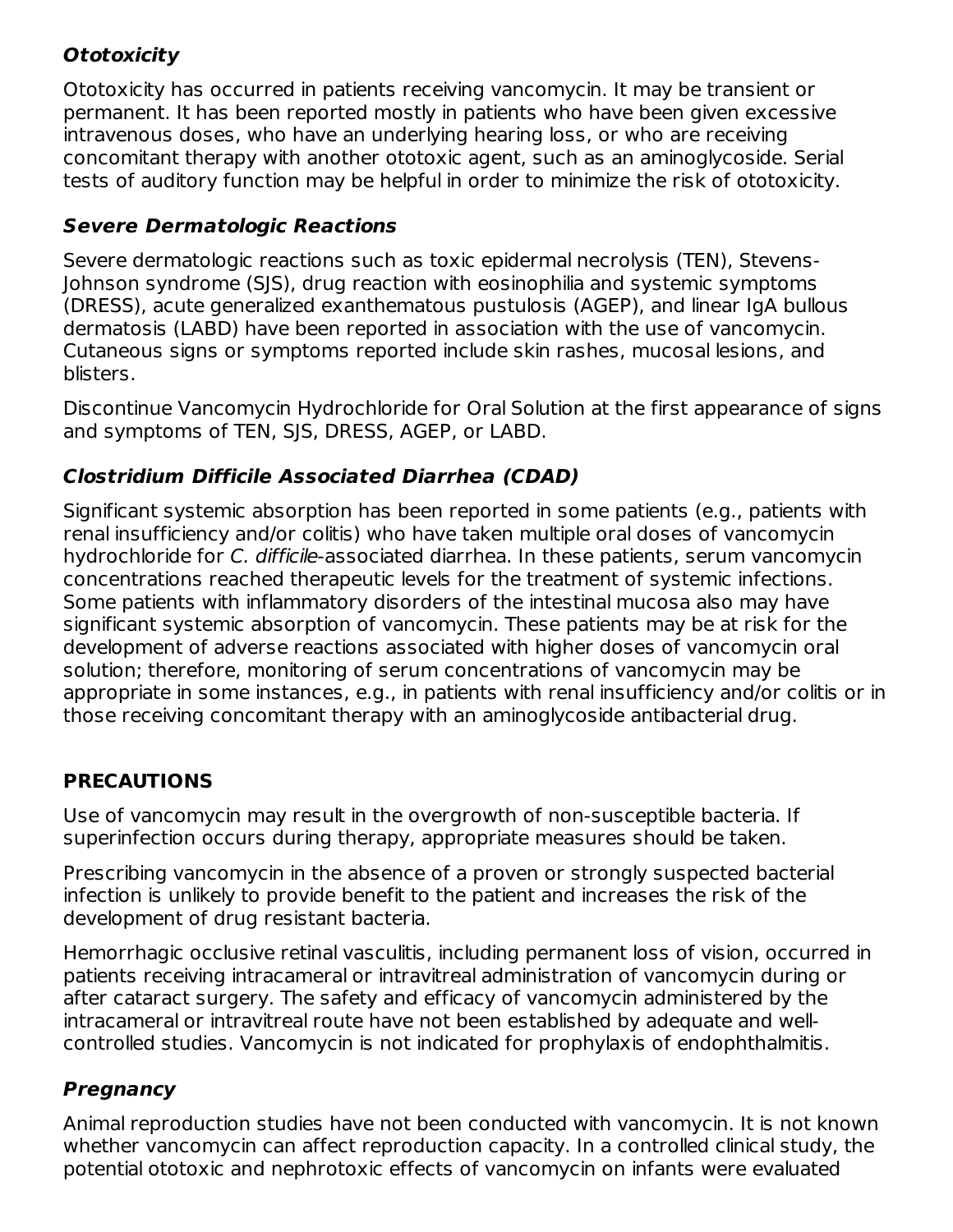### *Ototoxicity*

Ototoxicity has occurred in patients receiving vancomycin. It may be transient or permanent. It has been reported mostly in patients who have been given excessive intravenous doses, who have an underlying hearing loss, or who are receiving concomitant therapy with another ototoxic agent, such as an aminoglycoside. Serial tests of auditory function may be helpful in order to minimize the risk of ototoxicity.

### *Severe Dermatologic Reactions*

Severe dermatologic reactions such as toxic epidermal necrolysis (TEN), Stevens-Johnson syndrome (SJS), drug reaction with eosinophilia and systemic symptoms (DRESS), acute generalized exanthematous pustulosis (AGEP), and linear IgA bullous dermatosis (LABD) have been reported in association with the use of vancomycin. Cutaneous signs or symptoms reported include skin rashes, mucosal lesions, and blisters.

Discontinue Vancomycin Hydrochloride for Oral Solution at the first appearance of signs and symptoms of TEN, SJS, DRESS, AGEP, or LABD.

### *Clostridium Difficile Associated Diarrhea (CDAD)*

Significant systemic absorption has been reported in some patients (e.g., patients with renal insufficiency and/or colitis) who have taken multiple oral doses of vancomycin hydrochloride for *C. difficile*-associated diarrhea. In these patients, serum vancomycin concentrations reached therapeutic levels for the treatment of systemic infections. Some patients with inflammatory disorders of the intestinal mucosa also may have significant systemic absorption of vancomycin. These patients may be at risk for the development of adverse reactions associated with higher doses of vancomycin oral solution; therefore, monitoring of serum concentrations of vancomycin may be appropriate in some instances, e.g., in patients with renal insufficiency and/or colitis or in those receiving concomitant therapy with an aminoglycoside antibacterial drug.

## PRECAUTIONS

Use of vancomycin may result in the overgrowth of non-susceptible bacteria. If superinfection occurs during therapy, appropriate measures should be taken.

Prescribing vancomycin in the absence of a proven or strongly suspected bacterial infection is unlikely to provide benefit to the patient and increases the risk of the development of drug resistant bacteria.

Hemorrhagic occlusive retinal vasculitis, including permanent loss of vision, occurred in patients receiving intracameral or intravitreal administration of vancomycin during or after cataract surgery. The safety and efficacy of vancomycin administered by the intracameral or intravitreal route have not been established by adequate and well-controlled studies. Vancomycin is not indicated for prophylaxis of endophthalmitis.

### *Pregnancy*

Animal reproduction studies have not been conducted with vancomycin. It is not known whether vancomycin can affect reproduction capacity. In a controlled clinical study, the potential ototoxic and nephrotoxic effects of vancomycin on infants were evaluated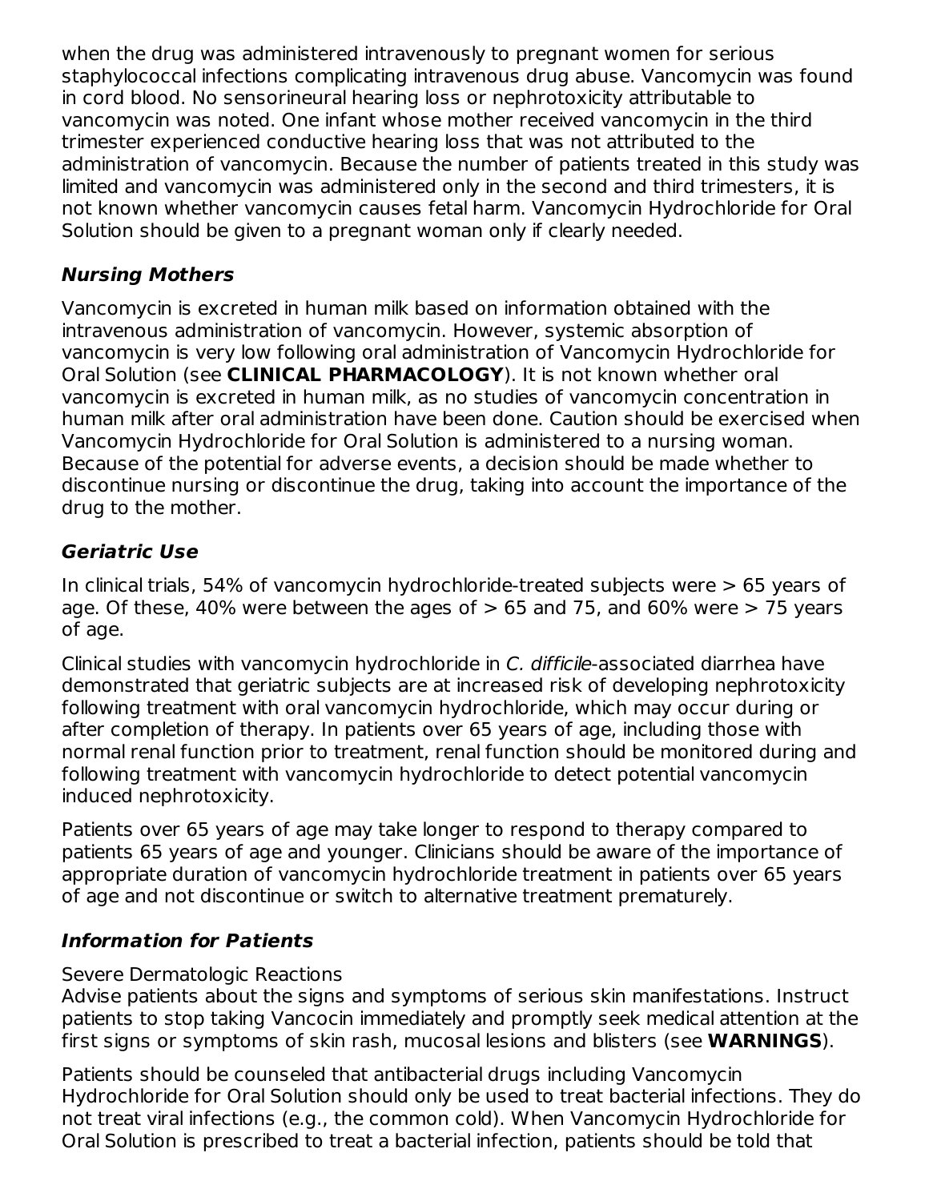when the drug was administered intravenously to pregnant women for serious staphylococcal infections complicating intravenous drug abuse. Vancomycin was found in cord blood. No sensorineural hearing loss or nephrotoxicity attributable to vancomycin was noted. One infant whose mother received vancomycin in the third trimester experienced conductive hearing loss that was not attributed to the administration of vancomycin. Because the number of patients treated in this study was limited and vancomycin was administered only in the second and third trimesters, it is not known whether vancomycin causes fetal harm. Vancomycin Hydrochloride for Oral Solution should be given to a pregnant woman only if clearly needed.

### *Nursing Mothers*

Vancomycin is excreted in human milk based on information obtained with the intravenous administration of vancomycin. However, systemic absorption of vancomycin is very low following oral administration of Vancomycin Hydrochloride for Oral Solution (see **CLINICAL PHARMACOLOGY**). It is not known whether oral vancomycin is excreted in human milk, as no studies of vancomycin concentration in human milk after oral administration have been done. Caution should be exercised when Vancomycin Hydrochloride for Oral Solution is administered to a nursing woman. Because of the potential for adverse events, a decision should be made whether to discontinue nursing or discontinue the drug, taking into account the importance of the drug to the mother.

### *Geriatric Use*

In clinical trials, 54% of vancomycin hydrochloride-treated subjects were > 65 years of age. Of these, 40% were between the ages of > 65 and 75, and 60% were > 75 years of age.

Clinical studies with vancomycin hydrochloride in *C. difficile*-associated diarrhea have demonstrated that geriatric subjects are at increased risk of developing nephrotoxicity following treatment with oral vancomycin hydrochloride, which may occur during or after completion of therapy. In patients over 65 years of age, including those with normal renal function prior to treatment, renal function should be monitored during and following treatment with vancomycin hydrochloride to detect potential vancomycin induced nephrotoxicity.

Patients over 65 years of age may take longer to respond to therapy compared to patients 65 years of age and younger. Clinicians should be aware of the importance of appropriate duration of vancomycin hydrochloride treatment in patients over 65 years of age and not discontinue or switch to alternative treatment prematurely.

### *Information for Patients*

Severe Dermatologic Reactions

Advise patients about the signs and symptoms of serious skin manifestations. Instruct patients to stop taking Vancocin immediately and promptly seek medical attention at the first signs or symptoms of skin rash, mucosal lesions and blisters (see **WARNINGS**).

Patients should be counseled that antibacterial drugs including Vancomycin Hydrochloride for Oral Solution should only be used to treat bacterial infections. They do not treat viral infections (e.g., the common cold). When Vancomycin Hydrochloride for Oral Solution is prescribed to treat a bacterial infection, patients should be told that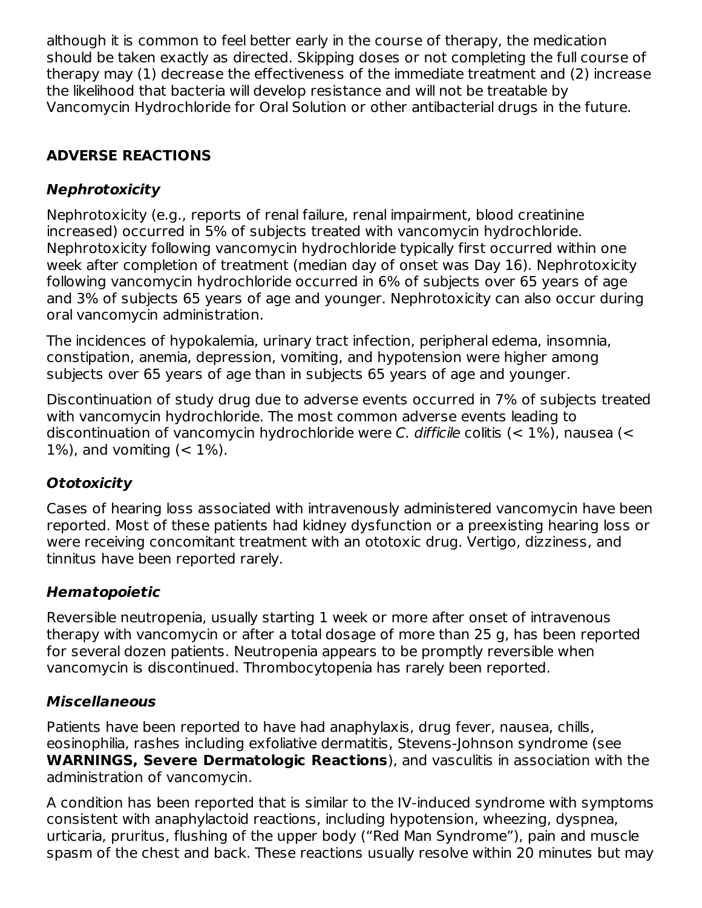although it is common to feel better early in the course of therapy, the medication should be taken exactly as directed. Skipping doses or not completing the full course of therapy may (1) decrease the effectiveness of the immediate treatment and (2) increase the likelihood that bacteria will develop resistance and will not be treatable by Vancomycin Hydrochloride for Oral Solution or other antibacterial drugs in the future.

## ADVERSE REACTIONS

### *Nephrotoxicity*

Nephrotoxicity (e.g., reports of renal failure, renal impairment, blood creatinine increased) occurred in 5% of subjects treated with vancomycin hydrochloride. Nephrotoxicity following vancomycin hydrochloride typically first occurred within one week after completion of treatment (median day of onset was Day 16). Nephrotoxicity following vancomycin hydrochloride occurred in 6% of subjects over 65 years of age and 3% of subjects 65 years of age and younger. Nephrotoxicity can also occur during oral vancomycin administration.

The incidences of hypokalemia, urinary tract infection, peripheral edema, insomnia, constipation, anemia, depression, vomiting, and hypotension were higher among subjects over 65 years of age than in subjects 65 years of age and younger.

Discontinuation of study drug due to adverse events occurred in 7% of subjects treated with vancomycin hydrochloride. The most common adverse events leading to discontinuation of vancomycin hydrochloride were *C. difficile* colitis (< 1%), nausea (< 1%), and vomiting (< 1%).

### *Ototoxicity*

Cases of hearing loss associated with intravenously administered vancomycin have been reported. Most of these patients had kidney dysfunction or a preexisting hearing loss or were receiving concomitant treatment with an ototoxic drug. Vertigo, dizziness, and tinnitus have been reported rarely.

### *Hematopoietic*

Reversible neutropenia, usually starting 1 week or more after onset of intravenous therapy with vancomycin or after a total dosage of more than 25 g, has been reported for several dozen patients. Neutropenia appears to be promptly reversible when vancomycin is discontinued. Thrombocytopenia has rarely been reported.

### *Miscellaneous*

Patients have been reported to have had anaphylaxis, drug fever, nausea, chills, eosinophilia, rashes including exfoliative dermatitis, Stevens-Johnson syndrome (see **WARNINGS, Severe Dermatologic Reactions**), and vasculitis in association with the administration of vancomycin.

A condition has been reported that is similar to the IV-induced syndrome with symptoms consistent with anaphylactoid reactions, including hypotension, wheezing, dyspnea, urticaria, pruritus, flushing of the upper body ("Red Man Syndrome"), pain and muscle spasm of the chest and back. These reactions usually resolve within 20 minutes but may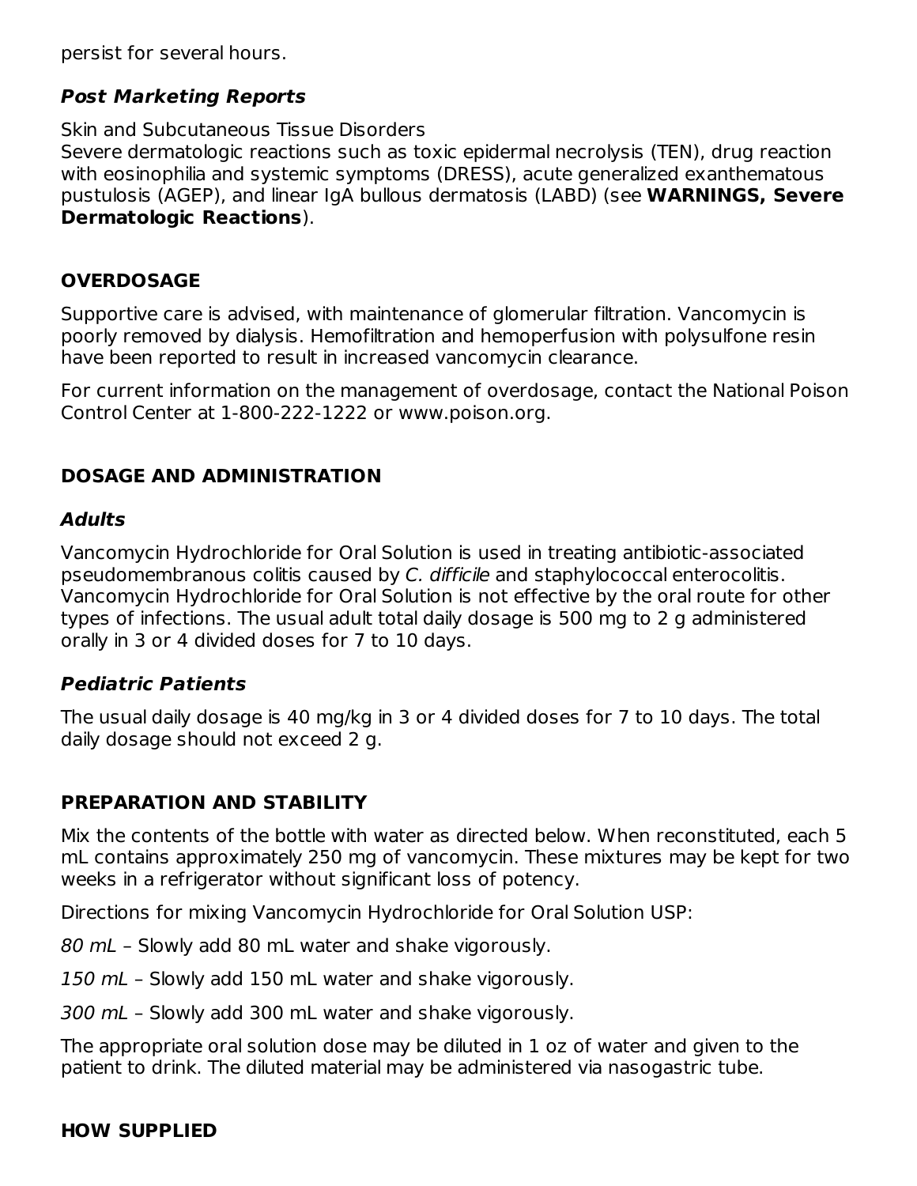persist for several hours.

### ***Post Marketing Reports***

Skin and Subcutaneous Tissue Disorders
Severe dermatologic reactions such as toxic epidermal necrolysis (TEN), drug reaction with eosinophilia and systemic symptoms (DRESS), acute generalized exanthematous pustulosis (AGEP), and linear IgA bullous dermatosis (LABD) (see **WARNINGS, Severe Dermatologic Reactions**).

## OVERDOSAGE

Supportive care is advised, with maintenance of glomerular filtration. Vancomycin is poorly removed by dialysis. Hemofiltration and hemoperfusion with polysulfone resin have been reported to result in increased vancomycin clearance.

For current information on the management of overdosage, contact the National Poison Control Center at 1-800-222-1222 or www.poison.org.

## DOSAGE AND ADMINISTRATION

### ***Adults***

Vancomycin Hydrochloride for Oral Solution is used in treating antibiotic-associated pseudomembranous colitis caused by *C. difficile* and staphylococcal enterocolitis. Vancomycin Hydrochloride for Oral Solution is not effective by the oral route for other types of infections. The usual adult total daily dosage is 500 mg to 2 g administered orally in 3 or 4 divided doses for 7 to 10 days.

### ***Pediatric Patients***

The usual daily dosage is 40 mg/kg in 3 or 4 divided doses for 7 to 10 days. The total daily dosage should not exceed 2 g.

## PREPARATION AND STABILITY

Mix the contents of the bottle with water as directed below. When reconstituted, each 5 mL contains approximately 250 mg of vancomycin. These mixtures may be kept for two weeks in a refrigerator without significant loss of potency.

Directions for mixing Vancomycin Hydrochloride for Oral Solution USP:

*80 mL* – Slowly add 80 mL water and shake vigorously.

*150 mL* – Slowly add 150 mL water and shake vigorously.

*300 mL* – Slowly add 300 mL water and shake vigorously.

The appropriate oral solution dose may be diluted in 1 oz of water and given to the patient to drink. The diluted material may be administered via nasogastric tube.

## HOW SUPPLIED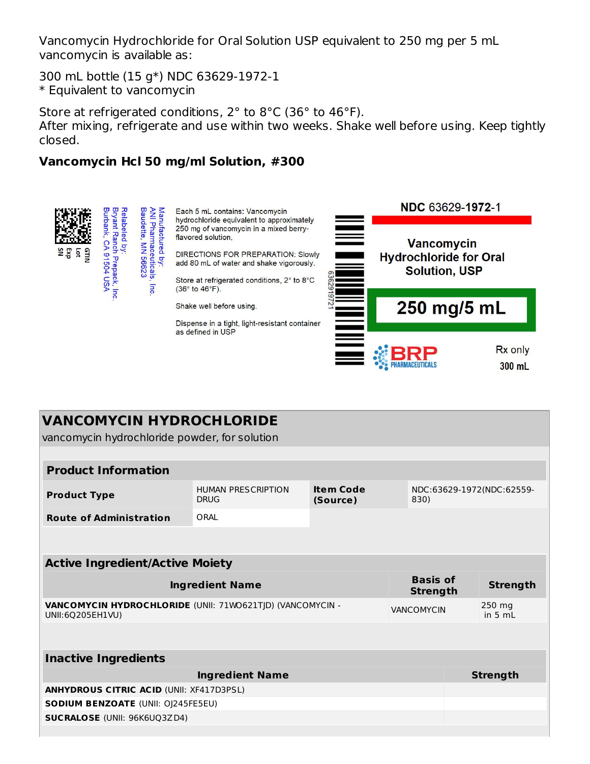Vancomycin Hydrochloride for Oral Solution USP equivalent to 250 mg per 5 mL vancomycin is available as:

300 mL bottle (15 g*) NDC 63629-1972-1
* Equivalent to vancomycin

Store at refrigerated conditions, 2° to 8°C (36° to 46°F).
After mixing, refrigerate and use within two weeks. Shake well before using. Keep tightly closed.

**Vancomycin Hcl 50 mg/ml Solution, #300**

GTIN
Lot
Exp
SN

Relabeled by:
Bryant Ranch Prepack, Inc.
Burbank, CA 91504 USA

Manufactured by:
ANI Pharmaceuticals, Inc.
Baudette, MN 56623

Each 5 mL contains: Vancomycin hydrochloride equivalent to approximately 250 mg of vancomycin in a mixed berry-flavored solution.

DIRECTIONS FOR PREPARATION: Slowly add 80 mL of water and shake vigorously.

Store at refrigerated conditions, 2° to 8°C (36° to 46°F).

Shake well before using.

Dispense in a tight, light-resistant container as defined in USP

6362919721

NDC 63629-**1972**-1

Vancomycin Hydrochloride for Oral Solution, USP

250 mg/5 mL

BRP PHARMACEUTICALS

Rx only

300 mL

## VANCOMYCIN HYDROCHLORIDE

vancomycin hydrochloride powder, for solution

| **Product Information** | | | |
|---|---|---|---|
| **Product Type** | HUMAN PRESCRIPTION DRUG | **Item Code (Source)** | NDC:63629-1972(NDC:62559-830) |
| **Route of Administration** | ORAL | | |

| **Active Ingredient/Active Moiety** | | |
|---|---|---|
| **Ingredient Name** | **Basis of Strength** | **Strength** |
| **VANCOMYCIN HYDROCHLORIDE** (UNII: 71WO621TJD) (VANCOMYCIN - UNII:6Q205EH1VU) | VANCOMYCIN | 250 mg in 5 mL |

| **Inactive Ingredients** | |
|---|---|
| **Ingredient Name** | **Strength** |
| **ANHYDROUS CITRIC ACID** (UNII: XF417D3PSL) | |
| **SODIUM BENZOATE** (UNII: OJ245FE5EU) | |
| **SUCRALOSE** (UNII: 96K6UQ3ZD4) | |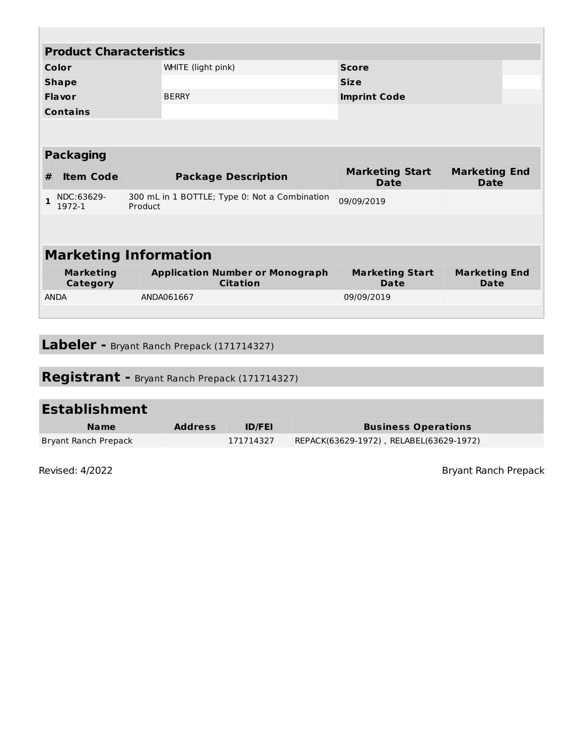| Product Characteristics | | | |
| --- | --- | --- | --- |
| Color | WHITE (light pink) | Score | |
| Shape | | Size | |
| Flavor | BERRY | Imprint Code | |
| Contains | | | |

| Packaging | | | | |
| --- | --- | --- | --- | --- |
| # | Item Code | Package Description | Marketing Start Date | Marketing End Date |
| 1 | NDC:63629-1972-1 | 300 mL in 1 BOTTLE; Type 0: Not a Combination Product | 09/09/2019 | |

| Marketing Information | | | |
| --- | --- | --- | --- |
| Marketing Category | Application Number or Monograph Citation | Marketing Start Date | Marketing End Date |
| ANDA | ANDA061667 | 09/09/2019 | |

## Labeler - Bryant Ranch Prepack (171714327)

## Registrant - Bryant Ranch Prepack (171714327)

## Establishment

| Name | Address | ID/FEI | Business Operations |
| --- | --- | --- | --- |
| Bryant Ranch Prepack | | 171714327 | REPACK(63629-1972) , RELABEL(63629-1972) |

Revised: 4/2022 Bryant Ranch Prepack